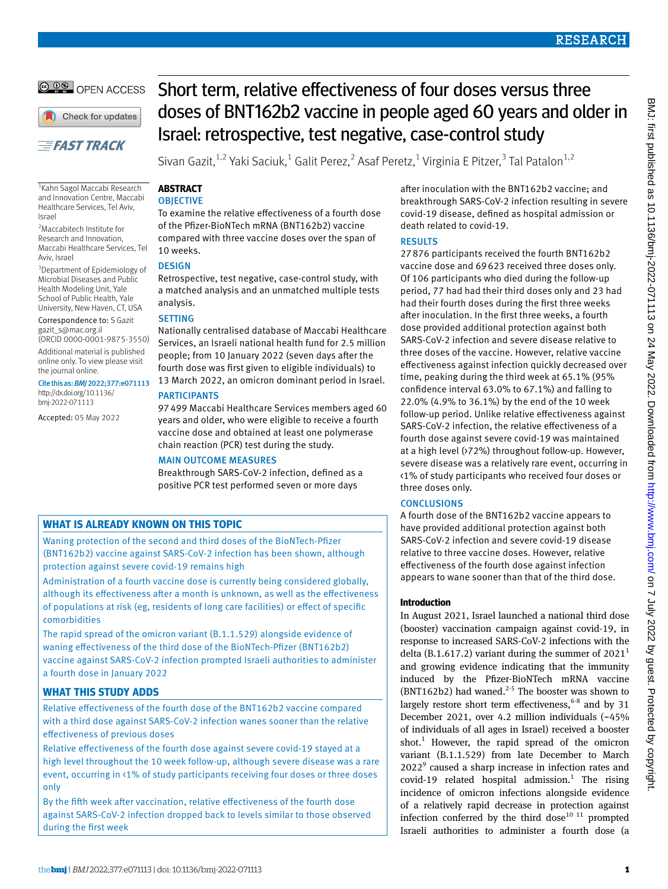# Short term, relative effectiveness of four doses versus three doses of BNT162b2 vaccine in people aged 60 years and older in Israel: retrospective, test negative, case-control study

Sivan Gazit,[1,2] Yaki Saciuk,[1] Galit Perez,[2] Asaf Peretz,[1] Virginia E Pitzer,[3] Tal Patalon[1,2]

[1]Kahn Sagol Maccabi Research and Innovation Centre, Maccabi Healthcare Services, Tel Aviv, Israel

[2]Maccabitech Institute for Research and Innovation, Maccabi Healthcare Services, Tel Aviv, Israel

[3]Department of Epidemiology of Microbial Diseases and Public Health Modeling Unit, Yale School of Public Health, Yale University, New Haven, CT, USA

Correspondence to: S Gazit gazit_s@mac.org.il (ORCID 0000-0001-9875-3550)

Additional material is published online only. To view please visit the journal online.

Cite this as: *BMJ* 2022;377:e071113 http://dx.doi.org/10.1136/bmj-2022-071113

Accepted: 05 May 2022

## ABSTRACT

### OBJECTIVE

To examine the relative effectiveness of a fourth dose of the Pfizer-BioNTech mRNA (BNT162b2) vaccine compared with three vaccine doses over the span of 10 weeks.

### DESIGN

Retrospective, test negative, case-control study, with a matched analysis and an unmatched multiple tests analysis.

### SETTING

Nationally centralised database of Maccabi Healthcare Services, an Israeli national health fund for 2.5 million people; from 10 January 2022 (seven days after the fourth dose was first given to eligible individuals) to 13 March 2022, an omicron dominant period in Israel.

### PARTICIPANTS

97 499 Maccabi Healthcare Services members aged 60 years and older, who were eligible to receive a fourth vaccine dose and obtained at least one polymerase chain reaction (PCR) test during the study.

### MAIN OUTCOME MEASURES

Breakthrough SARS-CoV-2 infection, defined as a positive PCR test performed seven or more days after inoculation with the BNT162b2 vaccine; and breakthrough SARS-CoV-2 infection resulting in severe covid-19 disease, defined as hospital admission or death related to covid-19.

### RESULTS

27 876 participants received the fourth BNT162b2 vaccine dose and 69 623 received three doses only. Of 106 participants who died during the follow-up period, 77 had had their third doses only and 23 had had their fourth doses during the first three weeks after inoculation. In the first three weeks, a fourth dose provided additional protection against both SARS-CoV-2 infection and severe disease relative to three doses of the vaccine. However, relative vaccine effectiveness against infection quickly decreased over time, peaking during the third week at 65.1% (95% confidence interval 63.0% to 67.1%) and falling to 22.0% (4.9% to 36.1%) by the end of the 10 week follow-up period. Unlike relative effectiveness against SARS-CoV-2 infection, the relative effectiveness of a fourth dose against severe covid-19 was maintained at a high level (>72%) throughout follow-up. However, severe disease was a relatively rare event, occurring in <1% of study participants who received four doses or three doses only.

### CONCLUSIONS

A fourth dose of the BNT162b2 vaccine appears to have provided additional protection against both SARS-CoV-2 infection and severe covid-19 disease relative to three vaccine doses. However, relative effectiveness of the fourth dose against infection appears to wane sooner than that of the third dose.

## WHAT IS ALREADY KNOWN ON THIS TOPIC

Waning protection of the second and third doses of the BioNTech-Pfizer (BNT162b2) vaccine against SARS-CoV-2 infection has been shown, although protection against severe covid-19 remains high

Administration of a fourth vaccine dose is currently being considered globally, although its effectiveness after a month is unknown, as well as the effectiveness of populations at risk (eg, residents of long care facilities) or effect of specific comorbidities

The rapid spread of the omicron variant (B.1.1.529) alongside evidence of waning effectiveness of the third dose of the BioNTech-Pfizer (BNT162b2) vaccine against SARS-CoV-2 infection prompted Israeli authorities to administer a fourth dose in January 2022

## WHAT THIS STUDY ADDS

Relative effectiveness of the fourth dose of the BNT162b2 vaccine compared with a third dose against SARS-CoV-2 infection wanes sooner than the relative effectiveness of previous doses

Relative effectiveness of the fourth dose against severe covid-19 stayed at a high level throughout the 10 week follow-up, although severe disease was a rare event, occurring in <1% of study participants receiving four doses or three doses only

By the fifth week after vaccination, relative effectiveness of the fourth dose against SARS-CoV-2 infection dropped back to levels similar to those observed during the first week

## Introduction

In August 2021, Israel launched a national third dose (booster) vaccination campaign against covid-19, in response to increased SARS-CoV-2 infections with the delta (B.1.617.2) variant during the summer of 2021[1] and growing evidence indicating that the immunity induced by the Pfizer-BioNTech mRNA vaccine (BNT162b2) had waned.[2-5] The booster was shown to largely restore short term effectiveness,[6-8] and by 31 December 2021, over 4.2 million individuals (~45% of individuals of all ages in Israel) received a booster shot.[1] However, the rapid spread of the omicron variant (B.1.1.529) from late December to March 2022[9] caused a sharp increase in infection rates and covid-19 related hospital admission.[1] The rising incidence of omicron infections alongside evidence of a relatively rapid decrease in protection against infection conferred by the third dose[10 11] prompted Israeli authorities to administer a fourth dose (a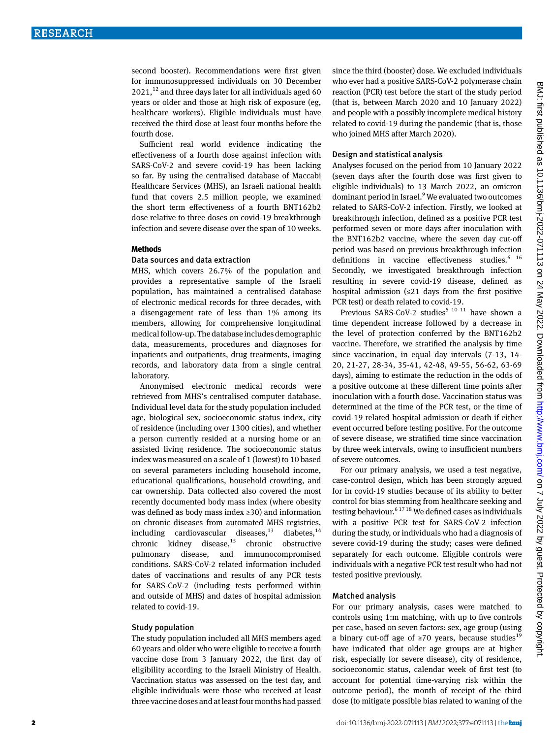second booster). Recommendations were first given for immunosuppressed individuals on 30 December 2021,[12] and three days later for all individuals aged 60 years or older and those at high risk of exposure (eg, healthcare workers). Eligible individuals must have received the third dose at least four months before the fourth dose.

Sufficient real world evidence indicating the effectiveness of a fourth dose against infection with SARS-CoV-2 and severe covid-19 has been lacking so far. By using the centralised database of Maccabi Healthcare Services (MHS), an Israeli national health fund that covers 2.5 million people, we examined the short term effectiveness of a fourth BNT162b2 dose relative to three doses on covid-19 breakthrough infection and severe disease over the span of 10 weeks.

## Methods

### Data sources and data extraction

MHS, which covers 26.7% of the population and provides a representative sample of the Israeli population, has maintained a centralised database of electronic medical records for three decades, with a disengagement rate of less than 1% among its members, allowing for comprehensive longitudinal medical follow-up. The database includes demographic data, measurements, procedures and diagnoses for inpatients and outpatients, drug treatments, imaging records, and laboratory data from a single central laboratory.

Anonymised electronic medical records were retrieved from MHS's centralised computer database. Individual level data for the study population included age, biological sex, socioeconomic status index, city of residence (including over 1300 cities), and whether a person currently resided at a nursing home or an assisted living residence. The socioeconomic status index was measured on a scale of 1 (lowest) to 10 based on several parameters including household income, educational qualifications, household crowding, and car ownership. Data collected also covered the most recently documented body mass index (where obesity was defined as body mass index ≥30) and information on chronic diseases from automated MHS registries, including cardiovascular diseases,[13] diabetes,[14] chronic kidney disease,[15] chronic obstructive pulmonary disease, and immunocompromised conditions. SARS-CoV-2 related information included dates of vaccinations and results of any PCR tests for SARS-CoV-2 (including tests performed within and outside of MHS) and dates of hospital admission related to covid-19.

### Study population

The study population included all MHS members aged 60 years and older who were eligible to receive a fourth vaccine dose from 3 January 2022, the first day of eligibility according to the Israeli Ministry of Health. Vaccination status was assessed on the test day, and eligible individuals were those who received at least three vaccine doses and at least four months had passed since the third (booster) dose. We excluded individuals who ever had a positive SARS-CoV-2 polymerase chain reaction (PCR) test before the start of the study period (that is, between March 2020 and 10 January 2022) and people with a possibly incomplete medical history related to covid-19 during the pandemic (that is, those who joined MHS after March 2020).

### Design and statistical analysis

Analyses focused on the period from 10 January 2022 (seven days after the fourth dose was first given to eligible individuals) to 13 March 2022, an omicron dominant period in Israel.[9] We evaluated two outcomes related to SARS-CoV-2 infection. Firstly, we looked at breakthrough infection, defined as a positive PCR test performed seven or more days after inoculation with the BNT162b2 vaccine, where the seven day cut-off period was based on previous breakthrough infection definitions in vaccine effectiveness studies.[6,16] Secondly, we investigated breakthrough infection resulting in severe covid-19 disease, defined as hospital admission (≤21 days from the first positive PCR test) or death related to covid-19.

Previous SARS-CoV-2 studies[5,10,11] have shown a time dependent increase followed by a decrease in the level of protection conferred by the BNT162b2 vaccine. Therefore, we stratified the analysis by time since vaccination, in equal day intervals (7-13, 14-20, 21-27, 28-34, 35-41, 42-48, 49-55, 56-62, 63-69 days), aiming to estimate the reduction in the odds of a positive outcome at these different time points after inoculation with a fourth dose. Vaccination status was determined at the time of the PCR test, or the time of covid-19 related hospital admission or death if either event occurred before testing positive. For the outcome of severe disease, we stratified time since vaccination by three week intervals, owing to insufficient numbers of severe outcomes.

For our primary analysis, we used a test negative, case-control design, which has been strongly argued for in covid-19 studies because of its ability to better control for bias stemming from healthcare seeking and testing behaviour.[6,17,18] We defined cases as individuals with a positive PCR test for SARS-CoV-2 infection during the study, or individuals who had a diagnosis of severe covid-19 during the study; cases were defined separately for each outcome. Eligible controls were individuals with a negative PCR test result who had not tested positive previously.

### Matched analysis

For our primary analysis, cases were matched to controls using 1:m matching, with up to five controls per case, based on seven factors: sex, age group (using a binary cut-off age of ≥70 years, because studies[19] have indicated that older age groups are at higher risk, especially for severe disease), city of residence, socioeconomic status, calendar week of first test (to account for potential time-varying risk within the outcome period), the month of receipt of the third dose (to mitigate possible bias related to waning of the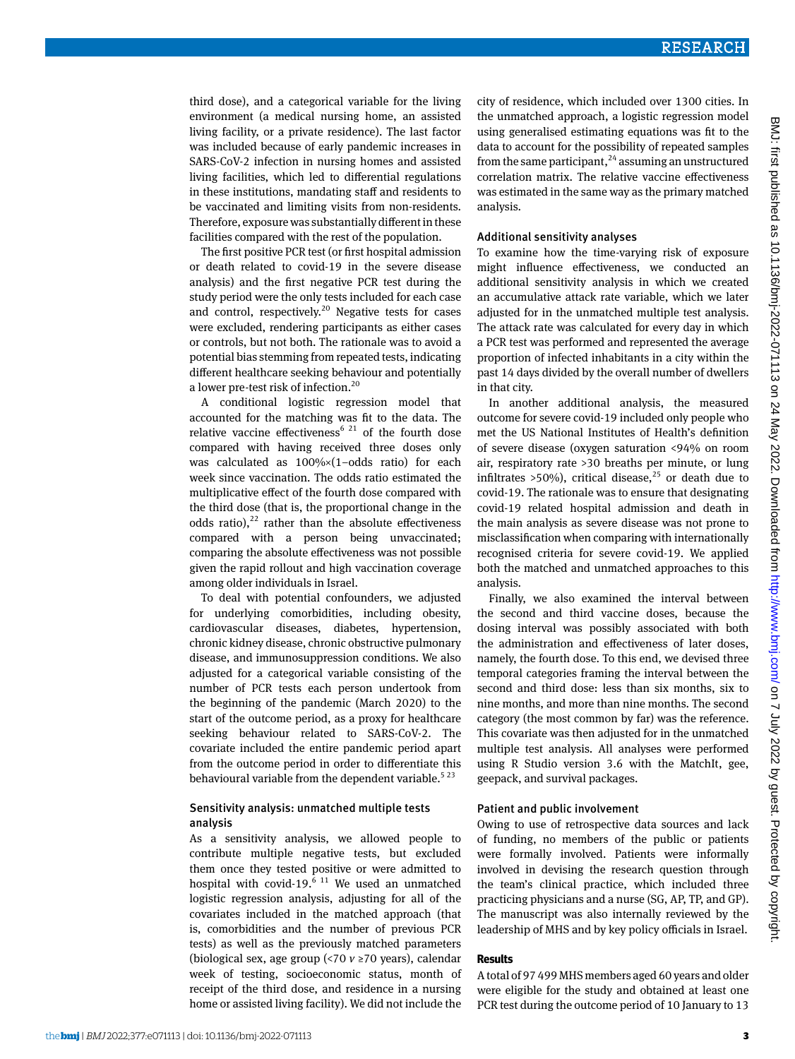third dose), and a categorical variable for the living environment (a medical nursing home, an assisted living facility, or a private residence). The last factor was included because of early pandemic increases in SARS-CoV-2 infection in nursing homes and assisted living facilities, which led to differential regulations in these institutions, mandating staff and residents to be vaccinated and limiting visits from non-residents. Therefore, exposure was substantially different in these facilities compared with the rest of the population.

The first positive PCR test (or first hospital admission or death related to covid-19 in the severe disease analysis) and the first negative PCR test during the study period were the only tests included for each case and control, respectively.[20] Negative tests for cases were excluded, rendering participants as either cases or controls, but not both. The rationale was to avoid a potential bias stemming from repeated tests, indicating different healthcare seeking behaviour and potentially a lower pre-test risk of infection.[20]

A conditional logistic regression model that accounted for the matching was fit to the data. The relative vaccine effectiveness[6 21] of the fourth dose compared with having received three doses only was calculated as 100%×(1−odds ratio) for each week since vaccination. The odds ratio estimated the multiplicative effect of the fourth dose compared with the third dose (that is, the proportional change in the odds ratio),[22] rather than the absolute effectiveness compared with a person being unvaccinated; comparing the absolute effectiveness was not possible given the rapid rollout and high vaccination coverage among older individuals in Israel.

To deal with potential confounders, we adjusted for underlying comorbidities, including obesity, cardiovascular diseases, diabetes, hypertension, chronic kidney disease, chronic obstructive pulmonary disease, and immunosuppression conditions. We also adjusted for a categorical variable consisting of the number of PCR tests each person undertook from the beginning of the pandemic (March 2020) to the start of the outcome period, as a proxy for healthcare seeking behaviour related to SARS-CoV-2. The covariate included the entire pandemic period apart from the outcome period in order to differentiate this behavioural variable from the dependent variable.[5 23]

### Sensitivity analysis: unmatched multiple tests analysis

As a sensitivity analysis, we allowed people to contribute multiple negative tests, but excluded them once they tested positive or were admitted to hospital with covid-19.[6 11] We used an unmatched logistic regression analysis, adjusting for all of the covariates included in the matched approach (that is, comorbidities and the number of previous PCR tests) as well as the previously matched parameters (biological sex, age group (<70 *v* ≥70 years), calendar week of testing, socioeconomic status, month of receipt of the third dose, and residence in a nursing home or assisted living facility). We did not include the city of residence, which included over 1300 cities. In the unmatched approach, a logistic regression model using generalised estimating equations was fit to the data to account for the possibility of repeated samples from the same participant,[24] assuming an unstructured correlation matrix. The relative vaccine effectiveness was estimated in the same way as the primary matched analysis.

### Additional sensitivity analyses

To examine how the time-varying risk of exposure might influence effectiveness, we conducted an additional sensitivity analysis in which we created an accumulative attack rate variable, which we later adjusted for in the unmatched multiple test analysis. The attack rate was calculated for every day in which a PCR test was performed and represented the average proportion of infected inhabitants in a city within the past 14 days divided by the overall number of dwellers in that city.

In another additional analysis, the measured outcome for severe covid-19 included only people who met the US National Institutes of Health's definition of severe disease (oxygen saturation <94% on room air, respiratory rate >30 breaths per minute, or lung infiltrates >50%), critical disease,[25] or death due to covid-19. The rationale was to ensure that designating covid-19 related hospital admission and death in the main analysis as severe disease was not prone to misclassification when comparing with internationally recognised criteria for severe covid-19. We applied both the matched and unmatched approaches to this analysis.

Finally, we also examined the interval between the second and third vaccine doses, because the dosing interval was possibly associated with both the administration and effectiveness of later doses, namely, the fourth dose. To this end, we devised three temporal categories framing the interval between the second and third dose: less than six months, six to nine months, and more than nine months. The second category (the most common by far) was the reference. This covariate was then adjusted for in the unmatched multiple test analysis. All analyses were performed using R Studio version 3.6 with the MatchIt, gee, geepack, and survival packages.

### Patient and public involvement

Owing to use of retrospective data sources and lack of funding, no members of the public or patients were formally involved. Patients were informally involved in devising the research question through the team's clinical practice, which included three practicing physicians and a nurse (SG, AP, TP, and GP). The manuscript was also internally reviewed by the leadership of MHS and by key policy officials in Israel.

## Results

A total of 97 499 MHS members aged 60 years and older were eligible for the study and obtained at least one PCR test during the outcome period of 10 January to 13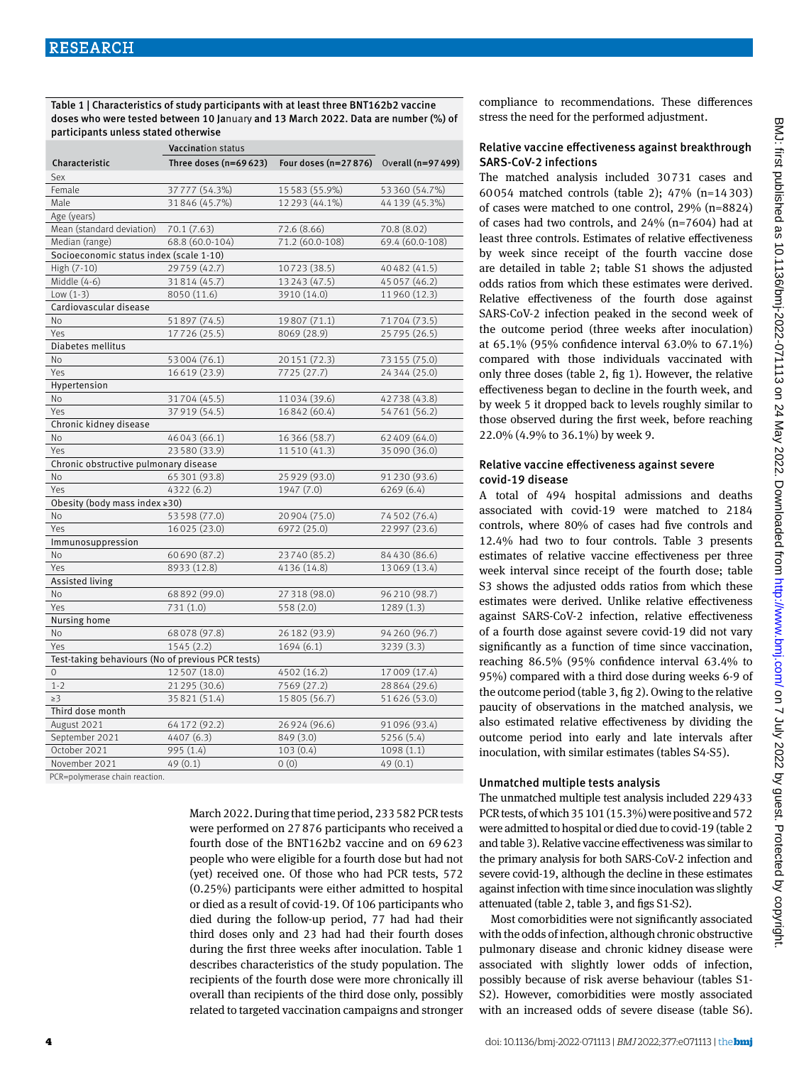Table 1 | Characteristics of study participants with at least three BNT162b2 vaccine doses who were tested between 10 January and 13 March 2022. Data are number (%) of participants unless stated otherwise

| | Vaccination status | | |
|---|---|---|---|
| Characteristic | Three doses (n=69 623) | Four doses (n=27 876) | Overall (n=97 499) |
| Sex | | | |
| Female | 37 777 (54.3%) | 15 583 (55.9%) | 53 360 (54.7%) |
| Male | 31 846 (45.7%) | 12 293 (44.1%) | 44 139 (45.3%) |
| Age (years) | | | |
| Mean (standard deviation) | 70.1 (7.63) | 72.6 (8.66) | 70.8 (8.02) |
| Median (range) | 68.8 (60.0-104) | 71.2 (60.0-108) | 69.4 (60.0-108) |
| Socioeconomic status index (scale 1-10) | | | |
| High (7-10) | 29 759 (42.7) | 10 723 (38.5) | 40 482 (41.5) |
| Middle (4-6) | 31 814 (45.7) | 13 243 (47.5) | 45 057 (46.2) |
| Low (1-3) | 8050 (11.6) | 3910 (14.0) | 11 960 (12.3) |
| Cardiovascular disease | | | |
| No | 51 897 (74.5) | 19 807 (71.1) | 71 704 (73.5) |
| Yes | 17 726 (25.5) | 8069 (28.9) | 25 795 (26.5) |
| Diabetes mellitus | | | |
| No | 53 004 (76.1) | 20 151 (72.3) | 73 155 (75.0) |
| Yes | 16 619 (23.9) | 7725 (27.7) | 24 344 (25.0) |
| Hypertension | | | |
| No | 31 704 (45.5) | 11 034 (39.6) | 42 738 (43.8) |
| Yes | 37 919 (54.5) | 16 842 (60.4) | 54 761 (56.2) |
| Chronic kidney disease | | | |
| No | 46 043 (66.1) | 16 366 (58.7) | 62 409 (64.0) |
| Yes | 23 580 (33.9) | 11 510 (41.3) | 35 090 (36.0) |
| Chronic obstructive pulmonary disease | | | |
| No | 65 301 (93.8) | 25 929 (93.0) | 91 230 (93.6) |
| Yes | 4322 (6.2) | 1947 (7.0) | 6269 (6.4) |
| Obesity (body mass index ≥30) | | | |
| No | 53 598 (77.0) | 20 904 (75.0) | 74 502 (76.4) |
| Yes | 16 025 (23.0) | 6972 (25.0) | 22 997 (23.6) |
| Immunosuppression | | | |
| No | 60 690 (87.2) | 23 740 (85.2) | 84 430 (86.6) |
| Yes | 8933 (12.8) | 4136 (14.8) | 13 069 (13.4) |
| Assisted living | | | |
| No | 68 892 (99.0) | 27 318 (98.0) | 96 210 (98.7) |
| Yes | 731 (1.0) | 558 (2.0) | 1289 (1.3) |
| Nursing home | | | |
| No | 68 078 (97.8) | 26 182 (93.9) | 94 260 (96.7) |
| Yes | 1545 (2.2) | 1694 (6.1) | 3239 (3.3) |
| Test-taking behaviours (No of previous PCR tests) | | | |
| 0 | 12 507 (18.0) | 4502 (16.2) | 17 009 (17.4) |
| 1-2 | 21 295 (30.6) | 7569 (27.2) | 28 864 (29.6) |
| ≥3 | 35 821 (51.4) | 15 805 (56.7) | 51 626 (53.0) |
| Third dose month | | | |
| August 2021 | 64 172 (92.2) | 26 924 (96.6) | 91 096 (93.4) |
| September 2021 | 4407 (6.3) | 849 (3.0) | 5256 (5.4) |
| October 2021 | 995 (1.4) | 103 (0.4) | 1098 (1.1) |
| November 2021 | 49 (0.1) | 0 (0) | 49 (0.1) |

PCR=polymerase chain reaction.

March 2022. During that time period, 233 582 PCR tests were performed on 27 876 participants who received a fourth dose of the BNT162b2 vaccine and on 69 623 people who were eligible for a fourth dose but had not (yet) received one. Of those who had PCR tests, 572 (0.25%) participants were either admitted to hospital or died as a result of covid-19. Of 106 participants who died during the follow-up period, 77 had had their third doses only and 23 had had their fourth doses during the first three weeks after inoculation. Table 1 describes characteristics of the study population. The recipients of the fourth dose were more chronically ill overall than recipients of the third dose only, possibly related to targeted vaccination campaigns and stronger compliance to recommendations. These differences stress the need for the performed adjustment.

### Relative vaccine effectiveness against breakthrough SARS-CoV-2 infections

The matched analysis included 30 731 cases and 60 054 matched controls (table 2); 47% (n=14 303) of cases were matched to one control, 29% (n=8824) of cases had two controls, and 24% (n=7604) had at least three controls. Estimates of relative effectiveness by week since receipt of the fourth vaccine dose are detailed in table 2; table S1 shows the adjusted odds ratios from which these estimates were derived. Relative effectiveness of the fourth dose against SARS-CoV-2 infection peaked in the second week of the outcome period (three weeks after inoculation) at 65.1% (95% confidence interval 63.0% to 67.1%) compared with those individuals vaccinated with only three doses (table 2, fig 1). However, the relative effectiveness began to decline in the fourth week, and by week 5 it dropped back to levels roughly similar to those observed during the first week, before reaching 22.0% (4.9% to 36.1%) by week 9.

### Relative vaccine effectiveness against severe covid-19 disease

A total of 494 hospital admissions and deaths associated with covid-19 were matched to 2184 controls, where 80% of cases had five controls and 12.4% had two to four controls. Table 3 presents estimates of relative vaccine effectiveness per three week interval since receipt of the fourth dose; table S3 shows the adjusted odds ratios from which these estimates were derived. Unlike relative effectiveness against SARS-CoV-2 infection, relative effectiveness of a fourth dose against severe covid-19 did not vary significantly as a function of time since vaccination, reaching 86.5% (95% confidence interval 63.4% to 95%) compared with a third dose during weeks 6-9 of the outcome period (table 3, fig 2). Owing to the relative paucity of observations in the matched analysis, we also estimated relative effectiveness by dividing the outcome period into early and late intervals after inoculation, with similar estimates (tables S4-S5).

### Unmatched multiple tests analysis

The unmatched multiple test analysis included 229 433 PCR tests, of which 35 101 (15.3%) were positive and 572 were admitted to hospital or died due to covid-19 (table 2 and table 3). Relative vaccine effectiveness was similar to the primary analysis for both SARS-CoV-2 infection and severe covid-19, although the decline in these estimates against infection with time since inoculation was slightly attenuated (table 2, table 3, and figs S1-S2).

Most comorbidities were not significantly associated with the odds of infection, although chronic obstructive pulmonary disease and chronic kidney disease were associated with slightly lower odds of infection, possibly because of risk averse behaviour (tables S1-S2). However, comorbidities were mostly associated with an increased odds of severe disease (table S6).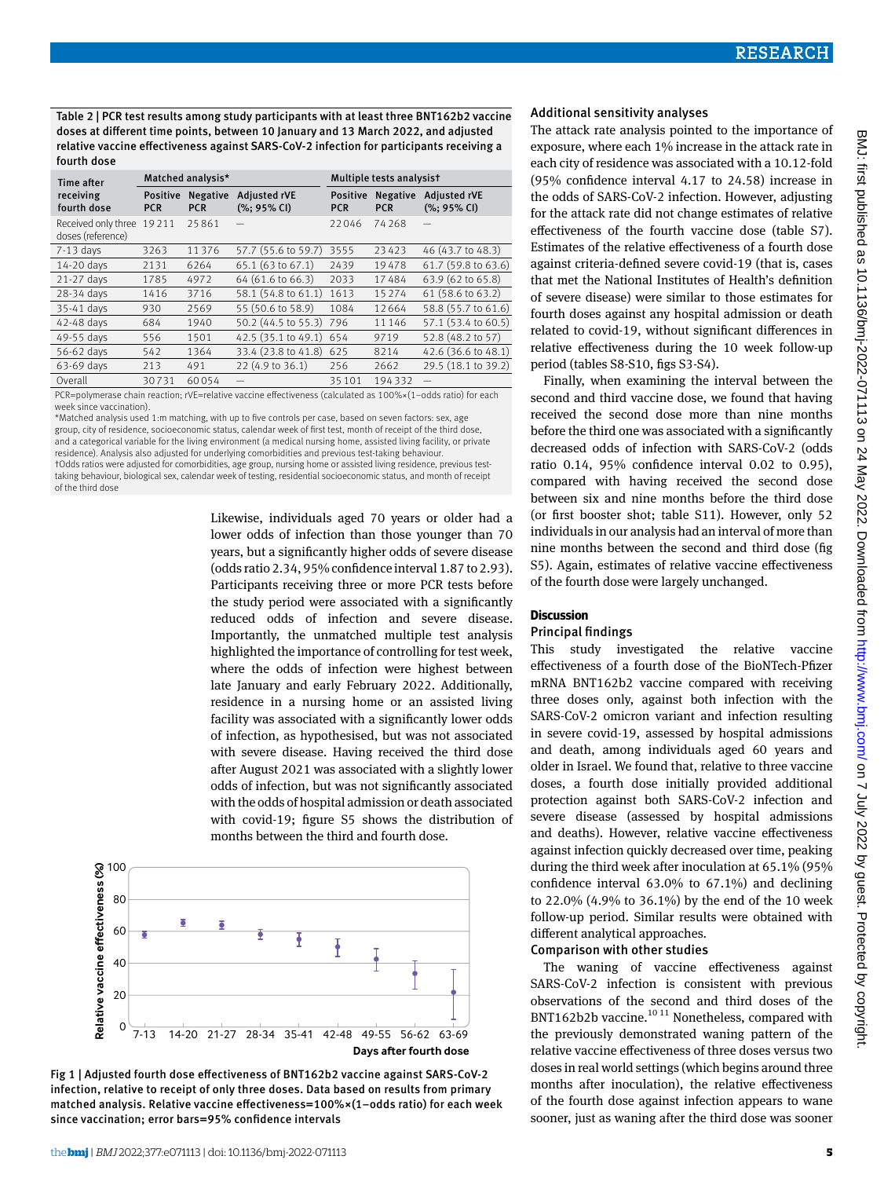Table 2 | PCR test results among study participants with at least three BNT162b2 vaccine doses at different time points, between 10 January and 13 March 2022, and adjusted relative vaccine effectiveness against SARS-CoV-2 infection for participants receiving a fourth dose

| Time after receiving fourth dose | Matched analysis* | | | Multiple tests analysis† | | |
|---|---|---|---|---|---|---|
| | Positive PCR | Negative PCR | Adjusted rVE (%; 95% CI) | Positive PCR | Negative PCR | Adjusted rVE (%; 95% CI) |
| Received only three doses (reference) | 19211 | 25861 | — | 22046 | 74268 | — |
| 7-13 days | 3263 | 11376 | 57.7 (55.6 to 59.7) | 3555 | 23423 | 46 (43.7 to 48.3) |
| 14-20 days | 2131 | 6264 | 65.1 (63 to 67.1) | 2439 | 19478 | 61.7 (59.8 to 63.6) |
| 21-27 days | 1785 | 4972 | 64 (61.6 to 66.3) | 2033 | 17484 | 63.9 (62 to 65.8) |
| 28-34 days | 1416 | 3716 | 58.1 (54.8 to 61.1) | 1613 | 15274 | 61 (58.6 to 63.2) |
| 35-41 days | 930 | 2569 | 55 (50.6 to 58.9) | 1084 | 12664 | 58.8 (55.7 to 61.6) |
| 42-48 days | 684 | 1940 | 50.2 (44.5 to 55.3) | 796 | 11146 | 57.1 (53.4 to 60.5) |
| 49-55 days | 556 | 1501 | 42.5 (35.1 to 49.1) | 654 | 9719 | 52.8 (48.2 to 57) |
| 56-62 days | 542 | 1364 | 33.4 (23.8 to 41.8) | 625 | 8214 | 42.6 (36.6 to 48.1) |
| 63-69 days | 213 | 491 | 22 (4.9 to 36.1) | 256 | 2662 | 29.5 (18.1 to 39.2) |
| Overall | 30731 | 60054 | — | 35101 | 194332 | — |

PCR=polymerase chain reaction; rVE=relative vaccine effectiveness (calculated as 100%×(1−odds ratio) for each week since vaccination).
*Matched analysis used 1:m matching, with up to five controls per case, based on seven factors: sex, age group, city of residence, socioeconomic status, calendar week of first test, month of receipt of the third dose, and a categorical variable for the living environment (a medical nursing home, assisted living facility, or private residence). Analysis also adjusted for underlying comorbidities and previous test-taking behaviour.
†Odds ratios were adjusted for comorbidities, age group, nursing home or assisted living residence, previous test-taking behaviour, biological sex, calendar week of testing, residential socioeconomic status, and month of receipt of the third dose

Likewise, individuals aged 70 years or older had a lower odds of infection than those younger than 70 years, but a significantly higher odds of severe disease (odds ratio 2.34, 95% confidence interval 1.87 to 2.93). Participants receiving three or more PCR tests before the study period were associated with a significantly reduced odds of infection and severe disease. Importantly, the unmatched multiple test analysis highlighted the importance of controlling for test week, where the odds of infection were highest between late January and early February 2022. Additionally, residence in a nursing home or an assisted living facility was associated with a significantly lower odds of infection, as hypothesised, but was not associated with severe disease. Having received the third dose after August 2021 was associated with a slightly lower odds of infection, but was not significantly associated with the odds of hospital admission or death associated with covid-19; figure S5 shows the distribution of months between the third and fourth dose.

Relative vaccine effectiveness (%)
100
80
60
40
20
0
7-13
14-20
21-27
28-34
35-41
42-48
49-55
56-62
63-69
Days after fourth dose

Fig 1 | Adjusted fourth dose effectiveness of BNT162b2 vaccine against SARS-CoV-2 infection, relative to receipt of only three doses. Data based on results from primary matched analysis. Relative vaccine effectiveness=100%×(1−odds ratio) for each week since vaccination; error bars=95% confidence intervals

### Additional sensitivity analyses

The attack rate analysis pointed to the importance of exposure, where each 1% increase in the attack rate in each city of residence was associated with a 10.12-fold (95% confidence interval 4.17 to 24.58) increase in the odds of SARS-CoV-2 infection. However, adjusting for the attack rate did not change estimates of relative effectiveness of the fourth vaccine dose (table S7). Estimates of the relative effectiveness of a fourth dose against criteria-defined severe covid-19 (that is, cases that met the National Institutes of Health's definition of severe disease) were similar to those estimates for fourth doses against any hospital admission or death related to covid-19, without significant differences in relative effectiveness during the 10 week follow-up period (tables S8-S10, figs S3-S4).

Finally, when examining the interval between the second and third vaccine dose, we found that having received the second dose more than nine months before the third one was associated with a significantly decreased odds of infection with SARS-CoV-2 (odds ratio 0.14, 95% confidence interval 0.02 to 0.95), compared with having received the second dose between six and nine months before the third dose (or first booster shot; table S11). However, only 52 individuals in our analysis had an interval of more than nine months between the second and third dose (fig S5). Again, estimates of relative vaccine effectiveness of the fourth dose were largely unchanged.

## Discussion

### Principal findings

This study investigated the relative vaccine effectiveness of a fourth dose of the BioNTech-Pfizer mRNA BNT162b2 vaccine compared with receiving three doses only, against both infection with the SARS-CoV-2 omicron variant and infection resulting in severe covid-19, assessed by hospital admissions and death, among individuals aged 60 years and older in Israel. We found that, relative to three vaccine doses, a fourth dose initially provided additional protection against both SARS-CoV-2 infection and severe disease (assessed by hospital admissions and deaths). However, relative vaccine effectiveness against infection quickly decreased over time, peaking during the third week after inoculation at 65.1% (95% confidence interval 63.0% to 67.1%) and declining to 22.0% (4.9% to 36.1%) by the end of the 10 week follow-up period. Similar results were obtained with different analytical approaches.

### Comparison with other studies

The waning of vaccine effectiveness against SARS-CoV-2 infection is consistent with previous observations of the second and third doses of the BNT162b2b vaccine.[10 11] Nonetheless, compared with the previously demonstrated waning pattern of the relative vaccine effectiveness of three doses versus two doses in real world settings (which begins around three months after inoculation), the relative effectiveness of the fourth dose against infection appears to wane sooner, just as waning after the third dose was sooner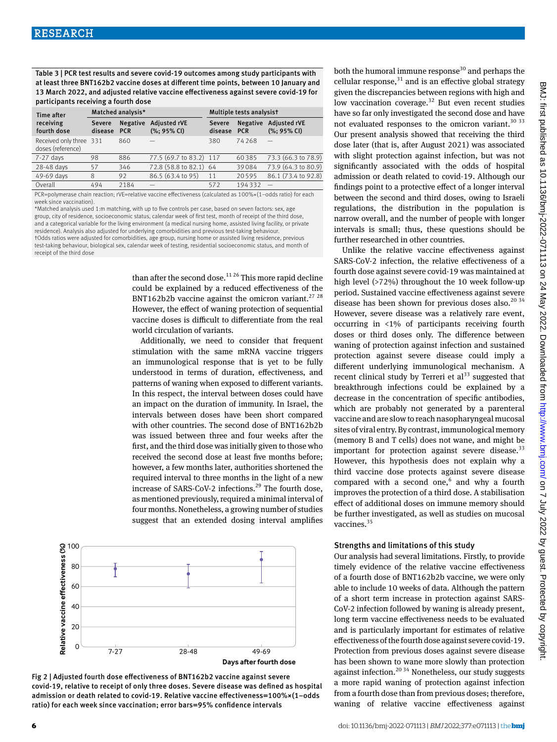Table 3 | PCR test results and severe covid-19 outcomes among study participants with at least three BNT162b2 vaccine doses at different time points, between 10 January and 13 March 2022, and adjusted relative vaccine effectiveness against severe covid-19 for participants receiving a fourth dose

| Time after receiving fourth dose | Matched analysis* | | | Multiple tests analysis† | | |
|---|---|---|---|---|---|---|
| | Severe disease | Negative PCR | Adjusted rVE (%; 95% CI) | Severe disease | Negative PCR | Adjusted rVE (%; 95% CI) |
| Received only three doses (reference) | 331 | 860 | — | 380 | 74268 | — |
| 7-27 days | 98 | 886 | 77.5 (69.7 to 83.2) | 117 | 60385 | 73.3 (66.3 to 78.9) |
| 28-48 days | 57 | 346 | 72.8 (58.8 to 82.1) | 64 | 39084 | 73.9 (64.3 to 80.9) |
| 49-69 days | 8 | 92 | 86.5 (63.4 to 95) | 11 | 20595 | 86.1 (73.4 to 92.8) |
| Overall | 494 | 2184 | — | 572 | 194332 | — |

PCR=polymerase chain reaction; rVE=relative vaccine effectiveness (calculated as 100%×(1−odds ratio) for each week since vaccination).

*Matched analysis used 1:m matching, with up to five controls per case, based on seven factors: sex, age group, city of residence, socioeconomic status, calendar week of first test, month of receipt of the third dose, and a categorical variable for the living environment (a medical nursing home, assisted living facility, or private residence). Analysis also adjusted for underlying comorbidities and previous test-taking behaviour.

†Odds ratios were adjusted for comorbidities, age group, nursing home or assisted living residence, previous test-taking behaviour, biological sex, calendar week of testing, residential socioeconomic status, and month of receipt of the third dose

than after the second dose.[11 26] This more rapid decline could be explained by a reduced effectiveness of the BNT162b2b vaccine against the omicron variant.[27 28] However, the effect of waning protection of sequential vaccine doses is difficult to differentiate from the real world circulation of variants.

Additionally, we need to consider that frequent stimulation with the same mRNA vaccine triggers an immunological response that is yet to be fully understood in terms of duration, effectiveness, and patterns of waning when exposed to different variants. In this respect, the interval between doses could have an impact on the duration of immunity. In Israel, the intervals between doses have been short compared with other countries. The second dose of BNT162b2b was issued between three and four weeks after the first, and the third dose was initially given to those who received the second dose at least five months before; however, a few months later, authorities shortened the required interval to three months in the light of a new increase of SARS-CoV-2 infections.[29] The fourth dose, as mentioned previously, required a minimal interval of four months. Nonetheless, a growing number of studies suggest that an extended dosing interval amplifies both the humoral immune response[30] and perhaps the cellular response,[31] and is an effective global strategy given the discrepancies between regions with high and low vaccination coverage.[32] But even recent studies have so far only investigated the second dose and have not evaluated responses to the omicron variant.[30 33] Our present analysis showed that receiving the third dose later (that is, after August 2021) was associated with slight protection against infection, but was not significantly associated with the odds of hospital admission or death related to covid-19. Although our findings point to a protective effect of a longer interval between the second and third doses, owing to Israeli regulations, the distribution in the population is narrow overall, and the number of people with longer intervals is small; thus, these questions should be further researched in other countries.

Unlike the relative vaccine effectiveness against SARS-CoV-2 infection, the relative effectiveness of a fourth dose against severe covid-19 was maintained at high level (>72%) throughout the 10 week follow-up period. Sustained vaccine effectiveness against severe disease has been shown for previous doses also.[20 34] However, severe disease was a relatively rare event, occurring in <1% of participants receiving fourth doses or third doses only. The difference between waning of protection against infection and sustained protection against severe disease could imply a different underlying immunological mechanism. A recent clinical study by Terreri et al[33] suggested that breakthrough infections could be explained by a decrease in the concentration of specific antibodies, which are probably not generated by a parenteral vaccine and are slow to reach nasopharyngeal mucosal sites of viral entry. By contrast, immunological memory (memory B and T cells) does not wane, and might be important for protection against severe disease.[33] However, this hypothesis does not explain why a third vaccine dose protects against severe disease compared with a second one,[6] and why a fourth improves the protection of a third dose. A stabilisation effect of additional doses on immune memory should be further investigated, as well as studies on mucosal vaccines.[35]

Relative vaccine effectiveness (%)
100
80
60
40
20
0
7-27
28-48
49-69
Days after fourth dose

Fig 2 | Adjusted fourth dose effectiveness of BNT162b2 vaccine against severe covid-19, relative to receipt of only three doses. Severe disease was defined as hospital admission or death related to covid-19. Relative vaccine effectiveness=100%×(1−odds ratio) for each week since vaccination; error bars=95% confidence intervals

## Strengths and limitations of this study

Our analysis had several limitations. Firstly, to provide timely evidence of the relative vaccine effectiveness of a fourth dose of BNT162b2b vaccine, we were only able to include 10 weeks of data. Although the pattern of a short term increase in protection against SARS-CoV-2 infection followed by waning is already present, long term vaccine effectiveness needs to be evaluated and is particularly important for estimates of relative effectiveness of the fourth dose against severe covid-19. Protection from previous doses against severe disease has been shown to wane more slowly than protection against infection.[20 34] Nonetheless, our study suggests a more rapid waning of protection against infection from a fourth dose than from previous doses; therefore, waning of relative vaccine effectiveness against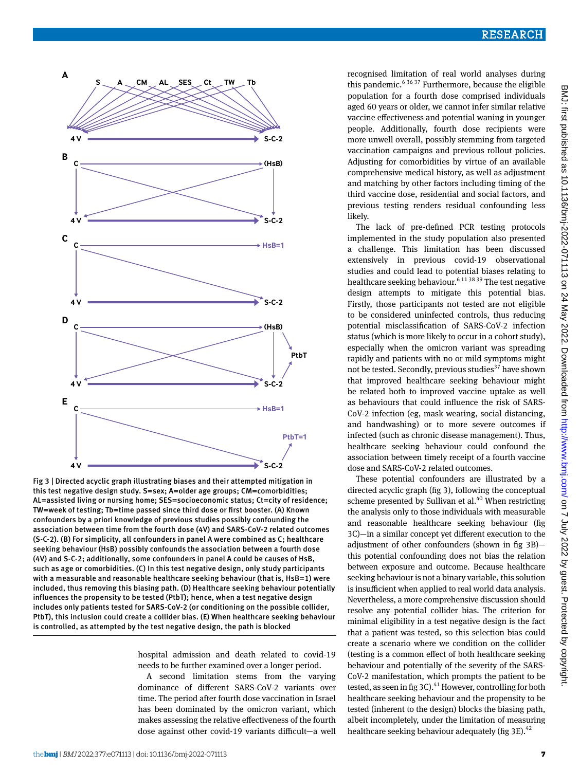A

S A CM AL SES Ct TW Tb

4 V

S-C-2

B

C

(HsB)

4 V

S-C-2

C

C

HsB=1

4 V

S-C-2

D

C

(HsB)

PtbT

4 V

S-C-2

E

C

HsB=1

PtbT=1

4 V

S-C-2

Fig 3 | Directed acyclic graph illustrating biases and their attempted mitigation in this test negative design study. S=sex; A=older age groups; CM=comorbidities; AL=assisted living or nursing home; SES=socioeconomic status; Ct=city of residence; TW=week of testing; Tb=time passed since third dose or first booster. (A) Known confounders by a priori knowledge of previous studies possibly confounding the association between time from the fourth dose (4V) and SARS-CoV-2 related outcomes (S-C-2). (B) For simplicity, all confounders in panel A were combined as C; healthcare seeking behaviour (HsB) possibly confounds the association between a fourth dose (4V) and S-C-2; additionally, some confounders in panel A could be causes of HsB, such as age or comorbidities. (C) In this test negative design, only study participants with a measurable and reasonable healthcare seeking behaviour (that is, HsB=1) were included, thus removing this biasing path. (D) Healthcare seeking behaviour potentially influences the propensity to be tested (PtbT); hence, when a test negative design includes only patients tested for SARS-CoV-2 (or conditioning on the possible collider, PtbT), this inclusion could create a collider bias. (E) When healthcare seeking behaviour is controlled, as attempted by the test negative design, the path is blocked

hospital admission and death related to covid-19 needs to be further examined over a longer period.

A second limitation stems from the varying dominance of different SARS-CoV-2 variants over time. The period after fourth dose vaccination in Israel has been dominated by the omicron variant, which makes assessing the relative effectiveness of the fourth dose against other covid-19 variants difficult—a well recognised limitation of real world analyses during this pandemic.[6 36 37] Furthermore, because the eligible population for a fourth dose comprised individuals aged 60 years or older, we cannot infer similar relative vaccine effectiveness and potential waning in younger people. Additionally, fourth dose recipients were more unwell overall, possibly stemming from targeted vaccination campaigns and previous rollout policies. Adjusting for comorbidities by virtue of an available comprehensive medical history, as well as adjustment and matching by other factors including timing of the third vaccine dose, residential and social factors, and previous testing renders residual confounding less likely.

The lack of pre-defined PCR testing protocols implemented in the study population also presented a challenge. This limitation has been discussed extensively in previous covid-19 observational studies and could lead to potential biases relating to healthcare seeking behaviour.[6 11 38 39] The test negative design attempts to mitigate this potential bias. Firstly, those participants not tested are not eligible to be considered uninfected controls, thus reducing potential misclassification of SARS-CoV-2 infection status (which is more likely to occur in a cohort study), especially when the omicron variant was spreading rapidly and patients with no or mild symptoms might not be tested. Secondly, previous studies[37] have shown that improved healthcare seeking behaviour might be related both to improved vaccine uptake as well as behaviours that could influence the risk of SARS-CoV-2 infection (eg, mask wearing, social distancing, and handwashing) or to more severe outcomes if infected (such as chronic disease management). Thus, healthcare seeking behaviour could confound the association between timely receipt of a fourth vaccine dose and SARS-CoV-2 related outcomes.

These potential confounders are illustrated by a directed acyclic graph (fig 3), following the conceptual scheme presented by Sullivan et al.[40] When restricting the analysis only to those individuals with measurable and reasonable healthcare seeking behaviour (fig 3C)—in a similar concept yet different execution to the adjustment of other confounders (shown in fig 3B)—this potential confounding does not bias the relation between exposure and outcome. Because healthcare seeking behaviour is not a binary variable, this solution is insufficient when applied to real world data analysis. Nevertheless, a more comprehensive discussion should resolve any potential collider bias. The criterion for minimal eligibility in a test negative design is the fact that a patient was tested, so this selection bias could create a scenario where we condition on the collider (testing is a common effect of both healthcare seeking behaviour and potentially of the severity of the SARS-CoV-2 manifestation, which prompts the patient to be tested, as seen in fig 3C).[41] However, controlling for both healthcare seeking behaviour and the propensity to be tested (inherent to the design) blocks the biasing path, albeit incompletely, under the limitation of measuring healthcare seeking behaviour adequately (fig 3E).[42]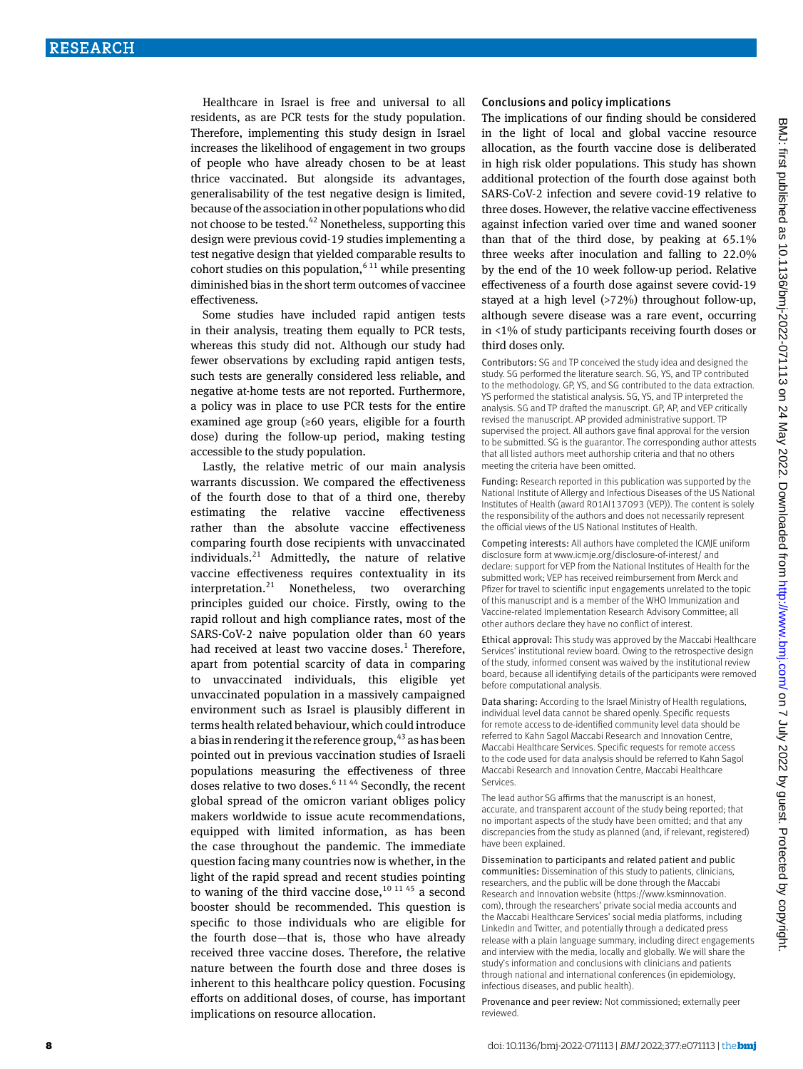Healthcare in Israel is free and universal to all residents, as are PCR tests for the study population. Therefore, implementing this study design in Israel increases the likelihood of engagement in two groups of people who have already chosen to be at least thrice vaccinated. But alongside its advantages, generalisability of the test negative design is limited, because of the association in other populations who did not choose to be tested.[42] Nonetheless, supporting this design were previous covid-19 studies implementing a test negative design that yielded comparable results to cohort studies on this population,[6 11] while presenting diminished bias in the short term outcomes of vaccinee effectiveness.

Some studies have included rapid antigen tests in their analysis, treating them equally to PCR tests, whereas this study did not. Although our study had fewer observations by excluding rapid antigen tests, such tests are generally considered less reliable, and negative at-home tests are not reported. Furthermore, a policy was in place to use PCR tests for the entire examined age group (≥60 years, eligible for a fourth dose) during the follow-up period, making testing accessible to the study population.

Lastly, the relative metric of our main analysis warrants discussion. We compared the effectiveness of the fourth dose to that of a third one, thereby estimating the relative vaccine effectiveness rather than the absolute vaccine effectiveness comparing fourth dose recipients with unvaccinated individuals.[21] Admittedly, the nature of relative vaccine effectiveness requires contextuality in its interpretation.[21] Nonetheless, two overarching principles guided our choice. Firstly, owing to the rapid rollout and high compliance rates, most of the SARS-CoV-2 naive population older than 60 years had received at least two vaccine doses.[1] Therefore, apart from potential scarcity of data in comparing to unvaccinated individuals, this eligible yet unvaccinated population in a massively campaigned environment such as Israel is plausibly different in terms health related behaviour, which could introduce a bias in rendering it the reference group,[43] as has been pointed out in previous vaccination studies of Israeli populations measuring the effectiveness of three doses relative to two doses.[6 11 44] Secondly, the recent global spread of the omicron variant obliges policy makers worldwide to issue acute recommendations, equipped with limited information, as has been the case throughout the pandemic. The immediate question facing many countries now is whether, in the light of the rapid spread and recent studies pointing to waning of the third vaccine dose,[10 11 45] a second booster should be recommended. This question is specific to those individuals who are eligible for the fourth dose—that is, those who have already received three vaccine doses. Therefore, the relative nature between the fourth dose and three doses is inherent to this healthcare policy question. Focusing efforts on additional doses, of course, has important implications on resource allocation.

## Conclusions and policy implications

The implications of our finding should be considered in the light of local and global vaccine resource allocation, as the fourth vaccine dose is deliberated in high risk older populations. This study has shown additional protection of the fourth dose against both SARS-CoV-2 infection and severe covid-19 relative to three doses. However, the relative vaccine effectiveness against infection varied over time and waned sooner than that of the third dose, by peaking at 65.1% three weeks after inoculation and falling to 22.0% by the end of the 10 week follow-up period. Relative effectiveness of a fourth dose against severe covid-19 stayed at a high level (>72%) throughout follow-up, although severe disease was a rare event, occurring in <1% of study participants receiving fourth doses or third doses only.

**Contributors:** SG and TP conceived the study idea and designed the study. SG performed the literature search. SG, YS, and TP contributed to the methodology. GP, YS, and SG contributed to the data extraction. YS performed the statistical analysis. SG, YS, and TP interpreted the analysis. SG and TP drafted the manuscript. GP, AP, and VEP critically revised the manuscript. AP provided administrative support. TP supervised the project. All authors gave final approval for the version to be submitted. SG is the guarantor. The corresponding author attests that all listed authors meet authorship criteria and that no others meeting the criteria have been omitted.

**Funding:** Research reported in this publication was supported by the National Institute of Allergy and Infectious Diseases of the US National Institutes of Health (award R01AI137093 (VEP)). The content is solely the responsibility of the authors and does not necessarily represent the official views of the US National Institutes of Health.

**Competing interests:** All authors have completed the ICMJE uniform disclosure form at www.icmje.org/disclosure-of-interest/ and declare: support for VEP from the National Institutes of Health for the submitted work; VEP has received reimbursement from Merck and Pfizer for travel to scientific input engagements unrelated to the topic of this manuscript and is a member of the WHO Immunization and Vaccine-related Implementation Research Advisory Committee; all other authors declare they have no conflict of interest.

**Ethical approval:** This study was approved by the Maccabi Healthcare Services' institutional review board. Owing to the retrospective design of the study, informed consent was waived by the institutional review board, because all identifying details of the participants were removed before computational analysis.

**Data sharing:** According to the Israel Ministry of Health regulations, individual level data cannot be shared openly. Specific requests for remote access to de-identified community level data should be referred to Kahn Sagol Maccabi Research and Innovation Centre, Maccabi Healthcare Services. Specific requests for remote access to the code used for data analysis should be referred to Kahn Sagol Maccabi Research and Innovation Centre, Maccabi Healthcare Services.

The lead author SG affirms that the manuscript is an honest, accurate, and transparent account of the study being reported; that no important aspects of the study have been omitted; and that any discrepancies from the study as planned (and, if relevant, registered) have been explained.

**Dissemination to participants and related patient and public communities:** Dissemination of this study to patients, clinicians, researchers, and the public will be done through the Maccabi Research and Innovation website (https://www.ksminnovation.com), through the researchers' private social media accounts and the Maccabi Healthcare Services' social media platforms, including LinkedIn and Twitter, and potentially through a dedicated press release with a plain language summary, including direct engagements and interview with the media, locally and globally. We will share the study's information and conclusions with clinicians and patients through national and international conferences (in epidemiology, infectious diseases, and public health).

**Provenance and peer review:** Not commissioned; externally peer reviewed.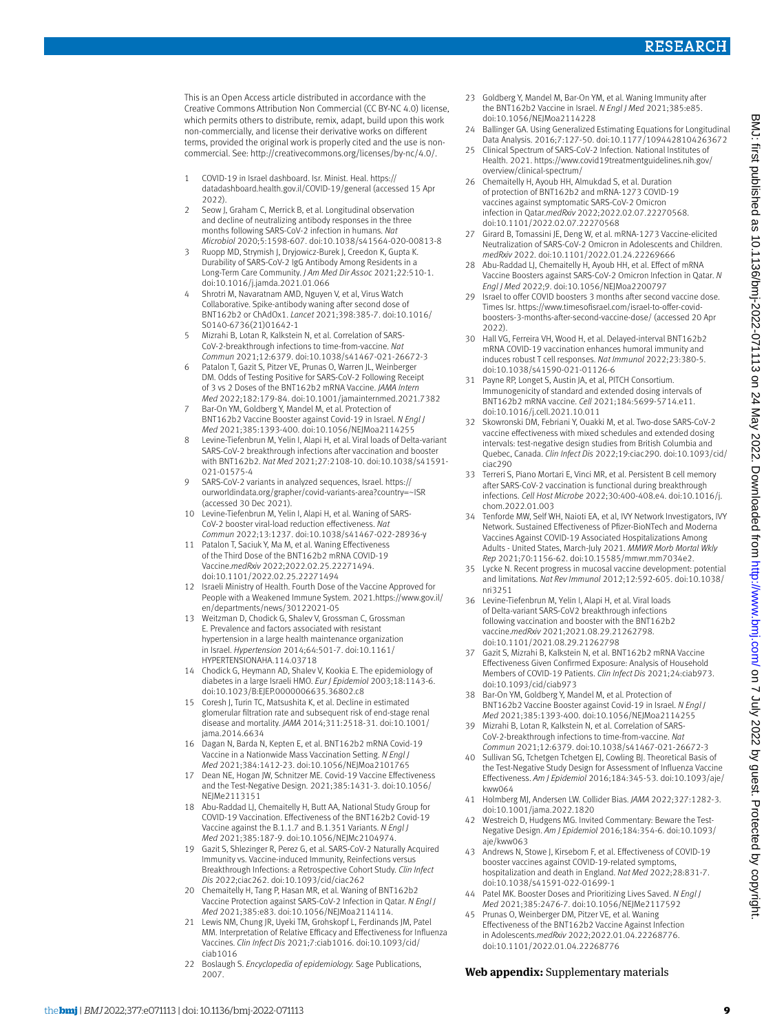This is an Open Access article distributed in accordance with the Creative Commons Attribution Non Commercial (CC BY-NC 4.0) license, which permits others to distribute, remix, adapt, build upon this work non-commercially, and license their derivative works on different terms, provided the original work is properly cited and the use is non-commercial. See: http://creativecommons.org/licenses/by-nc/4.0/.

1. COVID-19 in Israel dashboard. Isr. Minist. Heal. https://datadashboard.health.gov.il/COVID-19/general (accessed 15 Apr 2022).
2. Seow J, Graham C, Merrick B, et al. Longitudinal observation and decline of neutralizing antibody responses in the three months following SARS-CoV-2 infection in humans. *Nat Microbiol* 2020;5:1598-607. doi:10.1038/s41564-020-00813-8
3. Ruopp MD, Strymish J, Dryjowicz-Burek J, Creedon K, Gupta K. Durability of SARS-CoV-2 IgG Antibody Among Residents in a Long-Term Care Community. *J Am Med Dir Assoc* 2021;22:510-1. doi:10.1016/j.jamda.2021.01.066
4. Shrotri M, Navaratnam AMD, Nguyen V, et al, Virus Watch Collaborative. Spike-antibody waning after second dose of BNT162b2 or ChAdOx1. *Lancet* 2021;398:385-7. doi:10.1016/S0140-6736(21)01642-1
5. Mizrahi B, Lotan R, Kalkstein N, et al. Correlation of SARS-CoV-2-breakthrough infections to time-from-vaccine. *Nat Commun* 2021;12:6379. doi:10.1038/s41467-021-26672-3
6. Patalon T, Gazit S, Pitzer VE, Prunas O, Warren JL, Weinberger DM. Odds of Testing Positive for SARS-CoV-2 Following Receipt of 3 vs 2 Doses of the BNT162b2 mRNA Vaccine. *JAMA Intern Med* 2022;182:179-84. doi:10.1001/jamainternmed.2021.7382
7. Bar-On YM, Goldberg Y, Mandel M, et al. Protection of BNT162b2 Vaccine Booster against Covid-19 in Israel. *N Engl J Med* 2021;385:1393-400. doi:10.1056/NEJMoa2114255
8. Levine-Tiefenbrun M, Yelin I, Alapi H, et al. Viral loads of Delta-variant SARS-CoV-2 breakthrough infections after vaccination and booster with BNT162b2. *Nat Med* 2021;27:2108-10. doi:10.1038/s41591-021-01575-4
9. SARS-CoV-2 variants in analyzed sequences, Israel. https://ourworldindata.org/grapher/covid-variants-area?country=~ISR (accessed 30 Dec 2021).
10. Levine-Tiefenbrun M, Yelin I, Alapi H, et al. Waning of SARS-CoV-2 booster viral-load reduction effectiveness. *Nat Commun* 2022;13:1237. doi:10.1038/s41467-022-28936-y
11. Patalon T, Saciuk Y, Ma M, et al. Waning Effectiveness of the Third Dose of the BNT162b2 mRNA COVID-19 Vaccine.*medRxiv* 2022;2022.02.25.22271494. doi:10.1101/2022.02.25.22271494
12. Israeli Ministry of Health. Fourth Dose of the Vaccine Approved for People with a Weakened Immune System. 2021.https://www.gov.il/en/departments/news/30122021-05
13. Weitzman D, Chodick G, Shalev V, Grossman C, Grossman E. Prevalence and factors associated with resistant hypertension in a large health maintenance organization in Israel. *Hypertension* 2014;64:501-7. doi:10.1161/HYPERTENSIONAHA.114.03718
14. Chodick G, Heymann AD, Shalev V, Kookia E. The epidemiology of diabetes in a large Israeli HMO. *Eur J Epidemiol* 2003;18:1143-6. doi:10.1023/B:EJEP.0000006635.36802.c8
15. Coresh J, Turin TC, Matsushita K, et al. Decline in estimated glomerular filtration rate and subsequent risk of end-stage renal disease and mortality. *JAMA* 2014;311:2518-31. doi:10.1001/jama.2014.6634
16. Dagan N, Barda N, Kepten E, et al. BNT162b2 mRNA Covid-19 Vaccine in a Nationwide Mass Vaccination Setting. *N Engl J Med* 2021;384:1412-23. doi:10.1056/NEJMoa2101765
17. Dean NE, Hogan JW, Schnitzer ME. Covid-19 Vaccine Effectiveness and the Test-Negative Design. 2021;385:1431-3. doi:10.1056/NEJMe2113151
18. Abu-Raddad LJ, Chemaitelly H, Butt AA, National Study Group for COVID-19 Vaccination. Effectiveness of the BNT162b2 Covid-19 Vaccine against the B.1.1.7 and B.1.351 Variants. *N Engl J Med* 2021;385:187-9. doi:10.1056/NEJMc2104974.
19. Gazit S, Shlezinger R, Perez G, et al. SARS-CoV-2 Naturally Acquired Immunity vs. Vaccine-induced Immunity, Reinfections versus Breakthrough Infections: a Retrospective Cohort Study. *Clin Infect Dis* 2022;ciac262. doi:10.1093/cid/ciac262
20. Chemaitelly H, Tang P, Hasan MR, et al. Waning of BNT162b2 Vaccine Protection against SARS-CoV-2 Infection in Qatar. *N Engl J Med* 2021;385:e83. doi:10.1056/NEJMoa2114114.
21. Lewis NM, Chung JR, Uyeki TM, Grohskopf L, Ferdinands JM, Patel MM. Interpretation of Relative Efficacy and Effectiveness for Influenza Vaccines. *Clin Infect Dis* 2021;7:ciab1016. doi:10.1093/cid/ciab1016
22. Boslaugh S. *Encyclopedia of epidemiology.* Sage Publications, 2007.
23. Goldberg Y, Mandel M, Bar-On YM, et al. Waning Immunity after the BNT162b2 Vaccine in Israel. *N Engl J Med* 2021;385:e85. doi:10.1056/NEJMoa2114228
24. Ballinger GA. Using Generalized Estimating Equations for Longitudinal Data Analysis. 2016;7:127-50. doi:10.1177/1094428104263672
25. Clinical Spectrum of SARS-CoV-2 Infection. National Institutes of Health. 2021. https://www.covid19treatmentguidelines.nih.gov/overview/clinical-spectrum/
26. Chemaitelly H, Ayoub HH, Almukdad S, et al. Duration of protection of BNT162b2 and mRNA-1273 COVID-19 vaccines against symptomatic SARS-CoV-2 Omicron infection in Qatar.*medRxiv* 2022;2022.02.07.22270568. doi:10.1101/2022.02.07.22270568
27. Girard B, Tomassini JE, Deng W, et al. mRNA-1273 Vaccine-elicited Neutralization of SARS-CoV-2 Omicron in Adolescents and Children. *medRxiv* 2022. doi:10.1101/2022.01.24.22269666
28. Abu-Raddad LJ, Chemaitelly H, Ayoub HH, et al. Effect of mRNA Vaccine Boosters against SARS-CoV-2 Omicron Infection in Qatar. *N Engl J Med* 2022;9. doi:10.1056/NEJMoa2200797
29. Israel to offer COVID boosters 3 months after second vaccine dose. Times Isr. https://www.timesofisrael.com/israel-to-offer-covid-boosters-3-months-after-second-vaccine-dose/ (accessed 20 Apr 2022).
30. Hall VG, Ferreira VH, Wood H, et al. Delayed-interval BNT162b2 mRNA COVID-19 vaccination enhances humoral immunity and induces robust T cell responses. *Nat Immunol* 2022;23:380-5. doi:10.1038/s41590-021-01126-6
31. Payne RP, Longet S, Austin JA, et al, PITCH Consortium. Immunogenicity of standard and extended dosing intervals of BNT162b2 mRNA vaccine. *Cell* 2021;184:5699-5714.e11. doi:10.1016/j.cell.2021.10.011
32. Skowronski DM, Febriani Y, Ouakki M, et al. Two-dose SARS-CoV-2 vaccine effectiveness with mixed schedules and extended dosing intervals: test-negative design studies from British Columbia and Quebec, Canada. *Clin Infect Dis* 2022;19:ciac290. doi:10.1093/cid/ciac290
33. Terreri S, Piano Mortari E, Vinci MR, et al. Persistent B cell memory after SARS-CoV-2 vaccination is functional during breakthrough infections. *Cell Host Microbe* 2022;30:400-408.e4. doi:10.1016/j.chom.2022.01.003
34. Tenforde MW, Self WH, Naioti EA, et al, IVY Network Investigators, IVY Network. Sustained Effectiveness of Pfizer-BioNTech and Moderna Vaccines Against COVID-19 Associated Hospitalizations Among Adults - United States, March-July 2021. *MMWR Morb Mortal Wkly Rep* 2021;70:1156-62. doi:10.15585/mmwr.mm7034e2.
35. Lycke N. Recent progress in mucosal vaccine development: potential and limitations. *Nat Rev Immunol* 2012;12:592-605. doi:10.1038/nri3251
36. Levine-Tiefenbrun M, Yelin I, Alapi H, et al. Viral loads of Delta-variant SARS-CoV2 breakthrough infections following vaccination and booster with the BNT162b2 vaccine.*medRxiv* 2021;2021.08.29.21262798. doi:10.1101/2021.08.29.21262798
37. Gazit S, Mizrahi B, Kalkstein N, et al. BNT162b2 mRNA Vaccine Effectiveness Given Confirmed Exposure: Analysis of Household Members of COVID-19 Patients. *Clin Infect Dis* 2021;24:ciab973. doi:10.1093/cid/ciab973
38. Bar-On YM, Goldberg Y, Mandel M, et al. Protection of BNT162b2 Vaccine Booster against Covid-19 in Israel. *N Engl J Med* 2021;385:1393-400. doi:10.1056/NEJMoa2114255
39. Mizrahi B, Lotan R, Kalkstein N, et al. Correlation of SARS-CoV-2-breakthrough infections to time-from-vaccine. *Nat Commun* 2021;12:6379. doi:10.1038/s41467-021-26672-3
40. Sullivan SG, Tchetgen Tchetgen EJ, Cowling BJ. Theoretical Basis of the Test-Negative Study Design for Assessment of Influenza Vaccine Effectiveness. *Am J Epidemiol* 2016;184:345-53. doi:10.1093/aje/kww064
41. Holmberg MJ, Andersen LW. Collider Bias. *JAMA* 2022;327:1282-3. doi:10.1001/jama.2022.1820
42. Westreich D, Hudgens MG. Invited Commentary: Beware the Test-Negative Design. *Am J Epidemiol* 2016;184:354-6. doi:10.1093/aje/kww063
43. Andrews N, Stowe J, Kirsebom F, et al. Effectiveness of COVID-19 booster vaccines against COVID-19-related symptoms, hospitalization and death in England. *Nat Med* 2022;28:831-7. doi:10.1038/s41591-022-01699-1
44. Patel MK. Booster Doses and Prioritizing Lives Saved. *N Engl J Med* 2021;385:2476-7. doi:10.1056/NEJMe2117592
45. Prunas O, Weinberger DM, Pitzer VE, et al. Waning Effectiveness of the BNT162b2 Vaccine Against Infection in Adolescents.*medRxiv* 2022;2022.01.04.22268776. doi:10.1101/2022.01.04.22268776

**Web appendix:** Supplementary materials